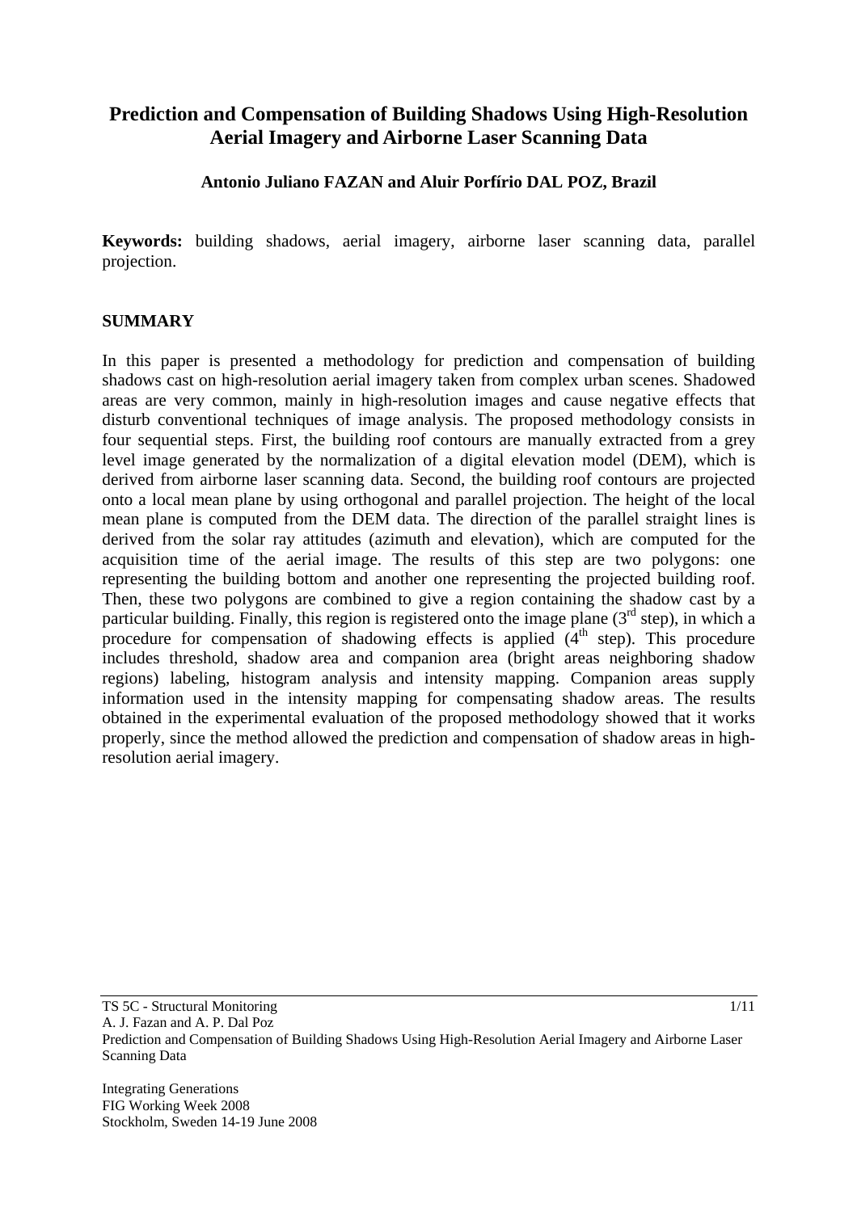# Prediction and Compensation of Building Shadows Using High-Resolution Aerial Imagery and Airborne Laser Scanning Data

**Antonio Juliano FAZAN and Aluir Porfírio DAL POZ, Brazil**

**Keywords:** building shadows, aerial imagery, airborne laser scanning data, parallel projection.

## SUMMARY

In this paper is presented a methodology for prediction and compensation of building shadows cast on high-resolution aerial imagery taken from complex urban scenes. Shadowed areas are very common, mainly in high-resolution images and cause negative effects that disturb conventional techniques of image analysis. The proposed methodology consists in four sequential steps. First, the building roof contours are manually extracted from a grey level image generated by the normalization of a digital elevation model (DEM), which is derived from airborne laser scanning data. Second, the building roof contours are projected onto a local mean plane by using orthogonal and parallel projection. The height of the local mean plane is computed from the DEM data. The direction of the parallel straight lines is derived from the solar ray attitudes (azimuth and elevation), which are computed for the acquisition time of the aerial image. The results of this step are two polygons: one representing the building bottom and another one representing the projected building roof. Then, these two polygons are combined to give a region containing the shadow cast by a particular building. Finally, this region is registered onto the image plane (3rd step), in which a procedure for compensation of shadowing effects is applied (4th step). This procedure includes threshold, shadow area and companion area (bright areas neighboring shadow regions) labeling, histogram analysis and intensity mapping. Companion areas supply information used in the intensity mapping for compensating shadow areas. The results obtained in the experimental evaluation of the proposed methodology showed that it works properly, since the method allowed the prediction and compensation of shadow areas in high-resolution aerial imagery.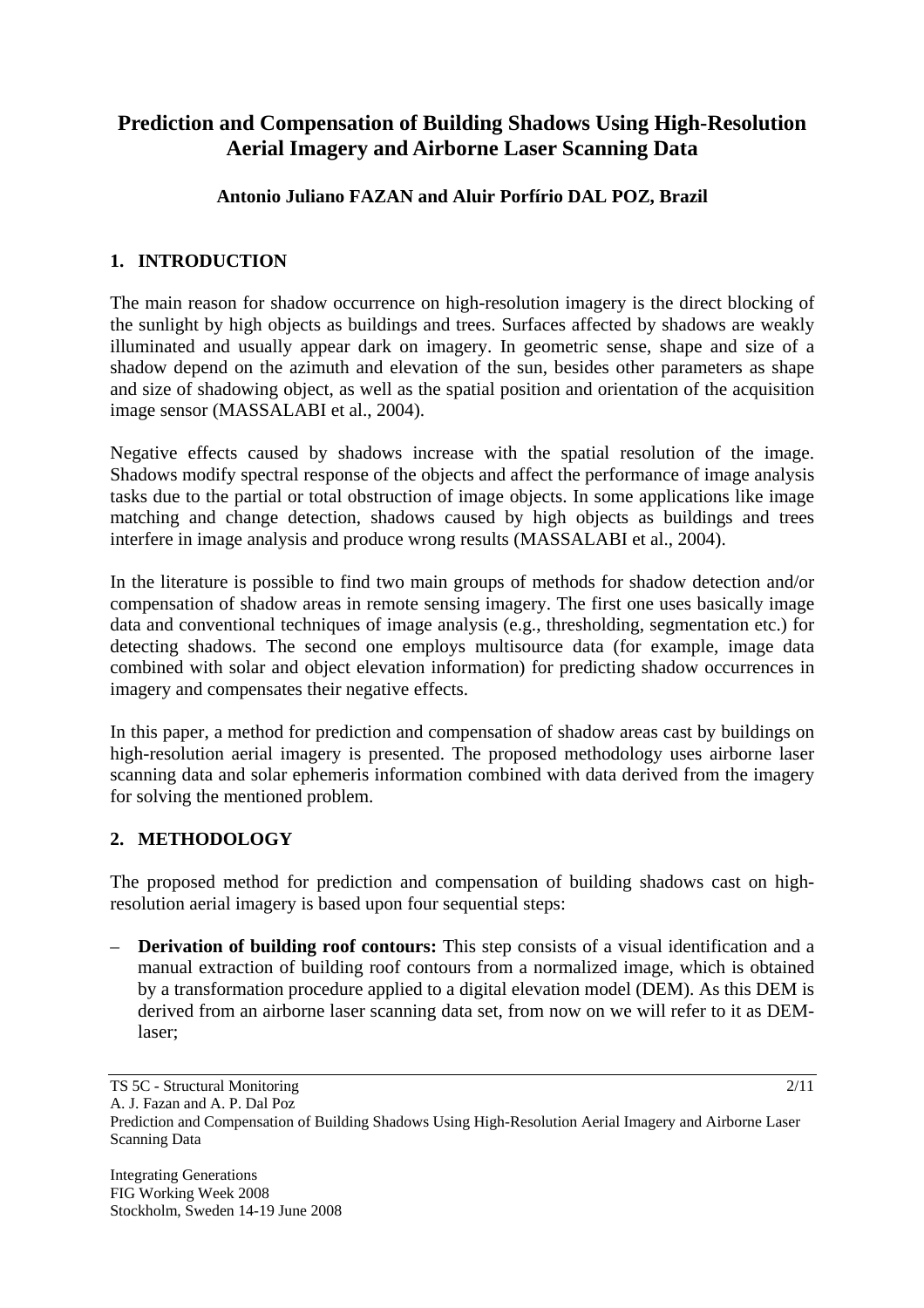# Prediction and Compensation of Building Shadows Using High-Resolution Aerial Imagery and Airborne Laser Scanning Data

**Antonio Juliano FAZAN and Aluir Porfírio DAL POZ, Brazil**

## 1. INTRODUCTION

The main reason for shadow occurrence on high-resolution imagery is the direct blocking of the sunlight by high objects as buildings and trees. Surfaces affected by shadows are weakly illuminated and usually appear dark on imagery. In geometric sense, shape and size of a shadow depend on the azimuth and elevation of the sun, besides other parameters as shape and size of shadowing object, as well as the spatial position and orientation of the acquisition image sensor (MASSALABI et al., 2004).

Negative effects caused by shadows increase with the spatial resolution of the image. Shadows modify spectral response of the objects and affect the performance of image analysis tasks due to the partial or total obstruction of image objects. In some applications like image matching and change detection, shadows caused by high objects as buildings and trees interfere in image analysis and produce wrong results (MASSALABI et al., 2004).

In the literature is possible to find two main groups of methods for shadow detection and/or compensation of shadow areas in remote sensing imagery. The first one uses basically image data and conventional techniques of image analysis (e.g., thresholding, segmentation etc.) for detecting shadows. The second one employs multisource data (for example, image data combined with solar and object elevation information) for predicting shadow occurrences in imagery and compensates their negative effects.

In this paper, a method for prediction and compensation of shadow areas cast by buildings on high-resolution aerial imagery is presented. The proposed methodology uses airborne laser scanning data and solar ephemeris information combined with data derived from the imagery for solving the mentioned problem.

## 2. METHODOLOGY

The proposed method for prediction and compensation of building shadows cast on high-resolution aerial imagery is based upon four sequential steps:

– **Derivation of building roof contours:** This step consists of a visual identification and a manual extraction of building roof contours from a normalized image, which is obtained by a transformation procedure applied to a digital elevation model (DEM). As this DEM is derived from an airborne laser scanning data set, from now on we will refer to it as DEM-laser;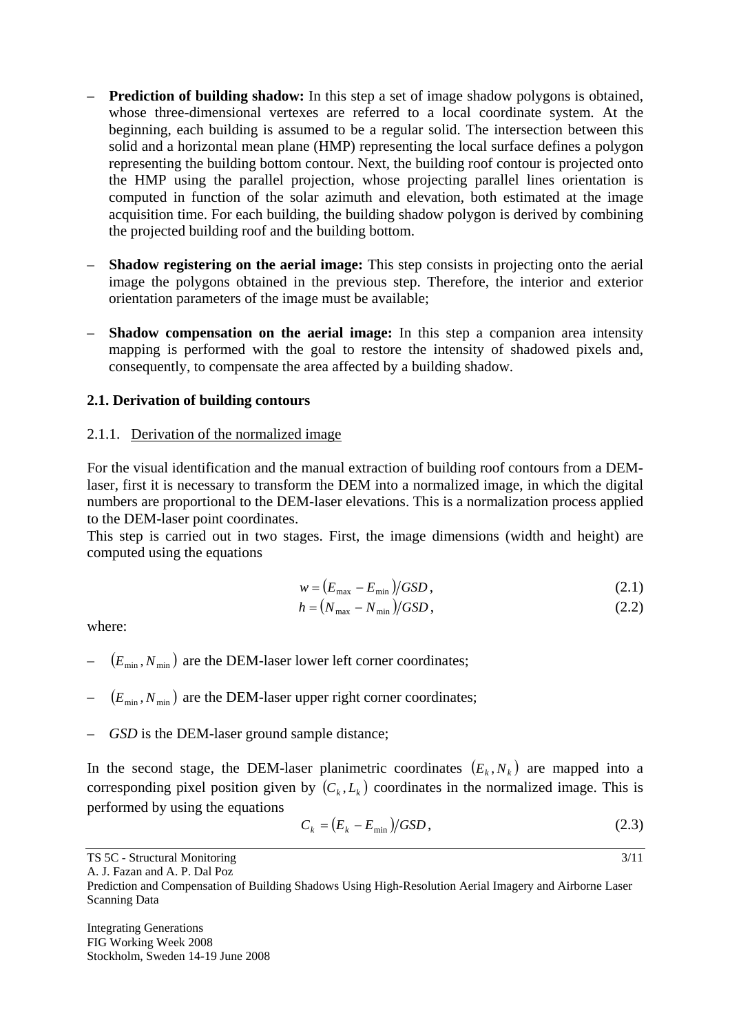– **Prediction of building shadow:** In this step a set of image shadow polygons is obtained, whose three-dimensional vertexes are referred to a local coordinate system. At the beginning, each building is assumed to be a regular solid. The intersection between this solid and a horizontal mean plane (HMP) representing the local surface defines a polygon representing the building bottom contour. Next, the building roof contour is projected onto the HMP using the parallel projection, whose projecting parallel lines orientation is computed in function of the solar azimuth and elevation, both estimated at the image acquisition time. For each building, the building shadow polygon is derived by combining the projected building roof and the building bottom.

– **Shadow registering on the aerial image:** This step consists in projecting onto the aerial image the polygons obtained in the previous step. Therefore, the interior and exterior orientation parameters of the image must be available;

– **Shadow compensation on the aerial image:** In this step a companion area intensity mapping is performed with the goal to restore the intensity of shadowed pixels and, consequently, to compensate the area affected by a building shadow.

### 2.1. Derivation of building contours

#### 2.1.1. Derivation of the normalized image

For the visual identification and the manual extraction of building roof contours from a DEM-laser, first it is necessary to transform the DEM into a normalized image, in which the digital numbers are proportional to the DEM-laser elevations. This is a normalization process applied to the DEM-laser point coordinates.
This step is carried out in two stages. First, the image dimensions (width and height) are computed using the equations

$$w = (E_{\max} - E_{\min})/GSD, \quad (2.1)$$

$$h = (N_{\max} - N_{\min})/GSD, \quad (2.2)$$

where:

– $(E_{\min}, N_{\min})$ are the DEM-laser lower left corner coordinates;

– $(E_{\min}, N_{\min})$ are the DEM-laser upper right corner coordinates;

– $GSD$ is the DEM-laser ground sample distance;

In the second stage, the DEM-laser planimetric coordinates $(E_k, N_k)$ are mapped into a corresponding pixel position given by $(C_k, L_k)$ coordinates in the normalized image. This is performed by using the equations

$$C_k = (E_k - E_{\min})/GSD, \quad (2.3)$$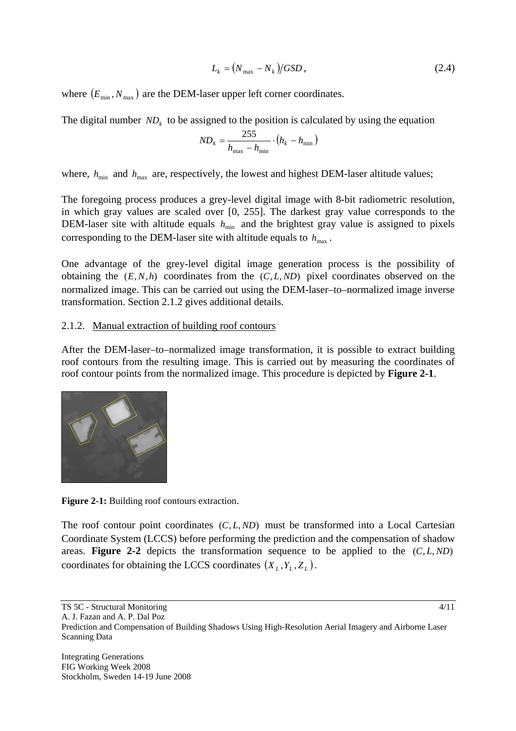$$L_k = (N_{\max} - N_k)/GSD\,, \tag{2.4}$$

where $(E_{\min}, N_{\max})$ are the DEM-laser upper left corner coordinates.

The digital number $ND_k$ to be assigned to the position is calculated by using the equation

$$ND_k = \frac{255}{h_{\max} - h_{\min}} \cdot (h_k - h_{\min})$$

where, $h_{\min}$ and $h_{\max}$ are, respectively, the lowest and highest DEM-laser altitude values;

The foregoing process produces a grey-level digital image with 8-bit radiometric resolution, in which gray values are scaled over [0, 255]. The darkest gray value corresponds to the DEM-laser site with altitude equals $h_{\min}$ and the brightest gray value is assigned to pixels corresponding to the DEM-laser site with altitude equals to $h_{\max}$.

One advantage of the grey-level digital image generation process is the possibility of obtaining the $(E, N, h)$ coordinates from the $(C, L, ND)$ pixel coordinates observed on the normalized image. This can be carried out using the DEM-laser–to–normalized image inverse transformation. Section 2.1.2 gives additional details.

### 2.1.2. Manual extraction of building roof contours

After the DEM-laser–to–normalized image transformation, it is possible to extract building roof contours from the resulting image. This is carried out by measuring the coordinates of roof contour points from the normalized image. This procedure is depicted by **Figure 2-1**.

**Figure 2-1:** Building roof contours extraction.

The roof contour point coordinates $(C, L, ND)$ must be transformed into a Local Cartesian Coordinate System (LCCS) before performing the prediction and the compensation of shadow areas. **Figure 2-2** depicts the transformation sequence to be applied to the $(C, L, ND)$ coordinates for obtaining the LCCS coordinates $(X_L, Y_L, Z_L)$.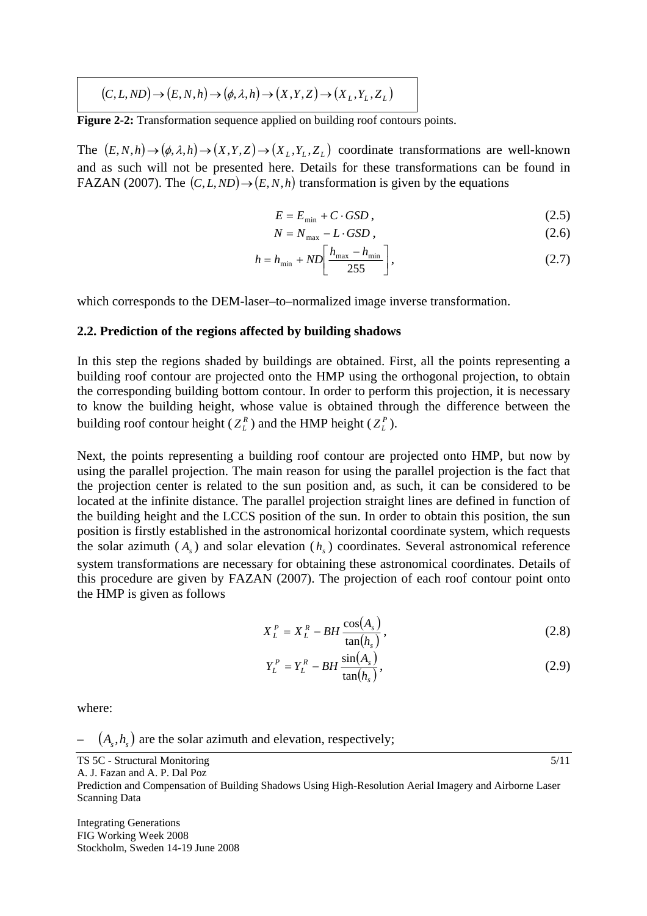$$(C, L, ND) \rightarrow (E, N, h) \rightarrow (\phi, \lambda, h) \rightarrow (X, Y, Z) \rightarrow (X_L, Y_L, Z_L)$$

**Figure 2-2:** Transformation sequence applied on building roof contours points.

The $(E, N, h) \rightarrow (\phi, \lambda, h) \rightarrow (X, Y, Z) \rightarrow (X_L, Y_L, Z_L)$ coordinate transformations are well-known and as such will not be presented here. Details for these transformations can be found in FAZAN (2007). The $(C, L, ND) \rightarrow (E, N, h)$ transformation is given by the equations

$$E = E_{\min} + C \cdot GSD\,, \tag{2.5}$$

$$N = N_{\max} - L \cdot GSD\,, \tag{2.6}$$

$$h = h_{\min} + ND\left[\frac{h_{\max} - h_{\min}}{255}\right], \tag{2.7}$$

which corresponds to the DEM-laser–to–normalized image inverse transformation.

### 2.2. Prediction of the regions affected by building shadows

In this step the regions shaded by buildings are obtained. First, all the points representing a building roof contour are projected onto the HMP using the orthogonal projection, to obtain the corresponding building bottom contour. In order to perform this projection, it is necessary to know the building height, whose value is obtained through the difference between the building roof contour height ($Z_L^R$) and the HMP height ($Z_L^P$).

Next, the points representing a building roof contour are projected onto HMP, but now by using the parallel projection. The main reason for using the parallel projection is the fact that the projection center is related to the sun position and, as such, it can be considered to be located at the infinite distance. The parallel projection straight lines are defined in function of the building height and the LCCS position of the sun. In order to obtain this position, the sun position is firstly established in the astronomical horizontal coordinate system, which requests the solar azimuth ($A_s$) and solar elevation ($h_s$) coordinates. Several astronomical reference system transformations are necessary for obtaining these astronomical coordinates. Details of this procedure are given by FAZAN (2007). The projection of each roof contour point onto the HMP is given as follows

$$X_L^P = X_L^R - BH\,\frac{\cos(A_s)}{\tan(h_s)}\,, \tag{2.8}$$

$$Y_L^P = Y_L^R - BH\,\frac{\sin(A_s)}{\tan(h_s)}\,, \tag{2.9}$$

where:

– $(A_s, h_s)$ are the solar azimuth and elevation, respectively;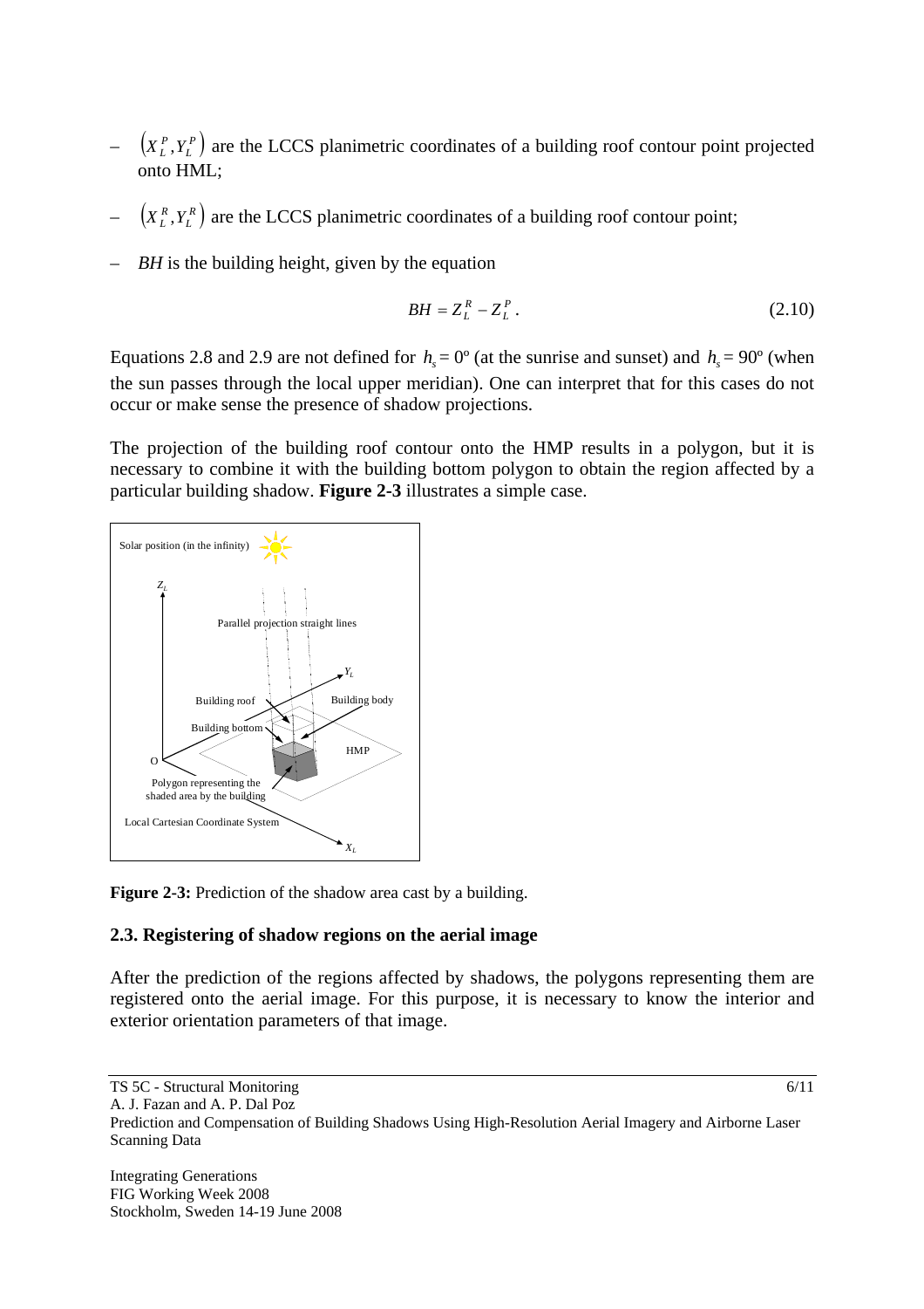- $\left(X_L^P, Y_L^P\right)$ are the LCCS planimetric coordinates of a building roof contour point projected onto HML;
- $\left(X_L^R, Y_L^R\right)$ are the LCCS planimetric coordinates of a building roof contour point;
- *BH* is the building height, given by the equation

$$BH = Z_L^R - Z_L^P \,. \tag{2.10}$$

Equations 2.8 and 2.9 are not defined for $h_s = 0º$ (at the sunrise and sunset) and $h_s = 90º$ (when the sun passes through the local upper meridian). One can interpret that for this cases do not occur or make sense the presence of shadow projections.

The projection of the building roof contour onto the HMP results in a polygon, but it is necessary to combine it with the building bottom polygon to obtain the region affected by a particular building shadow. **Figure 2-3** illustrates a simple case.

**Figure 2-3:** Prediction of the shadow area cast by a building.

### 2.3. Registering of shadow regions on the aerial image

After the prediction of the regions affected by shadows, the polygons representing them are registered onto the aerial image. For this purpose, it is necessary to know the interior and exterior orientation parameters of that image.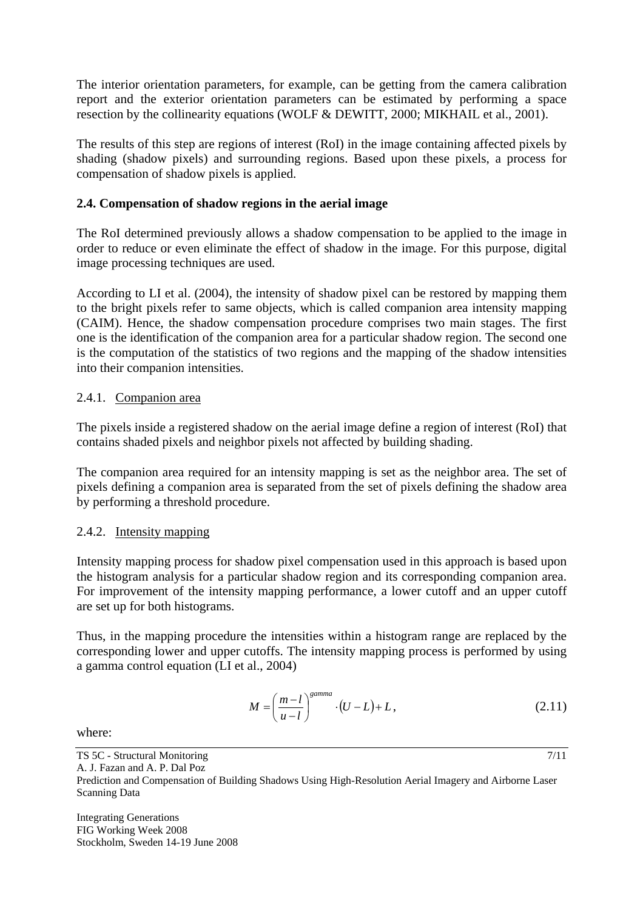The interior orientation parameters, for example, can be getting from the camera calibration report and the exterior orientation parameters can be estimated by performing a space resection by the collinearity equations (WOLF & DEWITT, 2000; MIKHAIL et al., 2001).

The results of this step are regions of interest (RoI) in the image containing affected pixels by shading (shadow pixels) and surrounding regions. Based upon these pixels, a process for compensation of shadow pixels is applied.

### 2.4. Compensation of shadow regions in the aerial image

The RoI determined previously allows a shadow compensation to be applied to the image in order to reduce or even eliminate the effect of shadow in the image. For this purpose, digital image processing techniques are used.

According to LI et al. (2004), the intensity of shadow pixel can be restored by mapping them to the bright pixels refer to same objects, which is called companion area intensity mapping (CAIM). Hence, the shadow compensation procedure comprises two main stages. The first one is the identification of the companion area for a particular shadow region. The second one is the computation of the statistics of two regions and the mapping of the shadow intensities into their companion intensities.

#### 2.4.1. Companion area

The pixels inside a registered shadow on the aerial image define a region of interest (RoI) that contains shaded pixels and neighbor pixels not affected by building shading.

The companion area required for an intensity mapping is set as the neighbor area. The set of pixels defining a companion area is separated from the set of pixels defining the shadow area by performing a threshold procedure.

#### 2.4.2. Intensity mapping

Intensity mapping process for shadow pixel compensation used in this approach is based upon the histogram analysis for a particular shadow region and its corresponding companion area. For improvement of the intensity mapping performance, a lower cutoff and an upper cutoff are set up for both histograms.

Thus, in the mapping procedure the intensities within a histogram range are replaced by the corresponding lower and upper cutoffs. The intensity mapping process is performed by using a gamma control equation (LI et al., 2004)

$$M = \left( \frac{m - l}{u - l} \right)^{gamma} \cdot (U - L) + L, \tag{2.11}$$

where: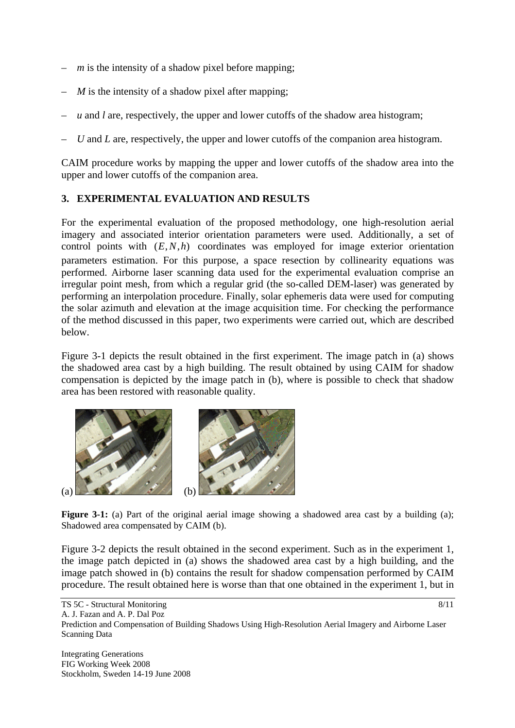- $m$ is the intensity of a shadow pixel before mapping;
- $M$ is the intensity of a shadow pixel after mapping;
- $u$ and $l$ are, respectively, the upper and lower cutoffs of the shadow area histogram;
- $U$ and $L$ are, respectively, the upper and lower cutoffs of the companion area histogram.

CAIM procedure works by mapping the upper and lower cutoffs of the shadow area into the upper and lower cutoffs of the companion area.

## 3. EXPERIMENTAL EVALUATION AND RESULTS

For the experimental evaluation of the proposed methodology, one high-resolution aerial imagery and associated interior orientation parameters were used. Additionally, a set of control points with $(E, N, h)$ coordinates was employed for image exterior orientation parameters estimation. For this purpose, a space resection by collinearity equations was performed. Airborne laser scanning data used for the experimental evaluation comprise an irregular point mesh, from which a regular grid (the so-called DEM-laser) was generated by performing an interpolation procedure. Finally, solar ephemeris data were used for computing the solar azimuth and elevation at the image acquisition time. For checking the performance of the method discussed in this paper, two experiments were carried out, which are described below.

Figure 3-1 depicts the result obtained in the first experiment. The image patch in (a) shows the shadowed area cast by a high building. The result obtained by using CAIM for shadow compensation is depicted by the image patch in (b), where is possible to check that shadow area has been restored with reasonable quality.

(a) (b)

**Figure 3-1:** (a) Part of the original aerial image showing a shadowed area cast by a building (a); Shadowed area compensated by CAIM (b).

Figure 3-2 depicts the result obtained in the second experiment. Such as in the experiment 1, the image patch depicted in (a) shows the shadowed area cast by a high building, and the image patch showed in (b) contains the result for shadow compensation performed by CAIM procedure. The result obtained here is worse than that one obtained in the experiment 1, but in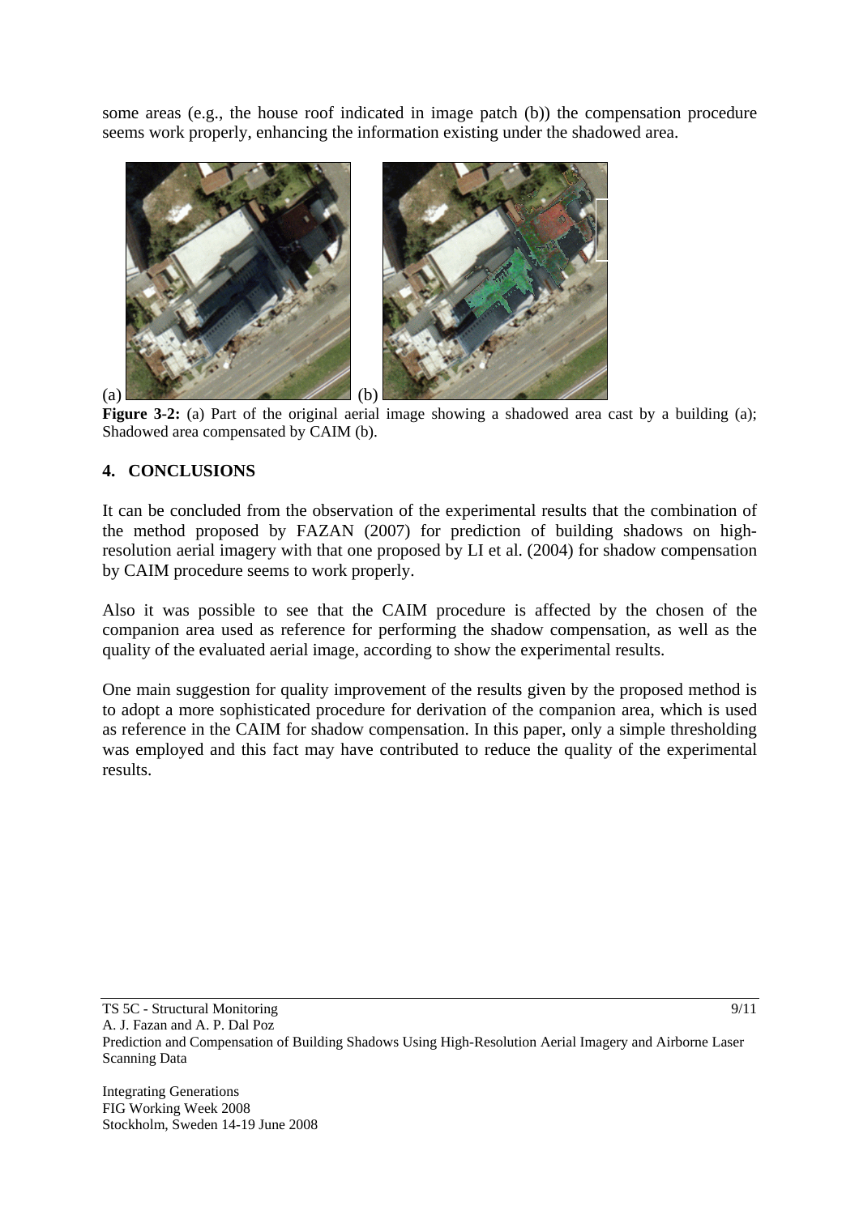some areas (e.g., the house roof indicated in image patch (b)) the compensation procedure seems work properly, enhancing the information existing under the shadowed area.

(a) (b)

**Figure 3-2:** (a) Part of the original aerial image showing a shadowed area cast by a building (a); Shadowed area compensated by CAIM (b).

## 4. CONCLUSIONS

It can be concluded from the observation of the experimental results that the combination of the method proposed by FAZAN (2007) for prediction of building shadows on high-resolution aerial imagery with that one proposed by LI et al. (2004) for shadow compensation by CAIM procedure seems to work properly.

Also it was possible to see that the CAIM procedure is affected by the chosen of the companion area used as reference for performing the shadow compensation, as well as the quality of the evaluated aerial image, according to show the experimental results.

One main suggestion for quality improvement of the results given by the proposed method is to adopt a more sophisticated procedure for derivation of the companion area, which is used as reference in the CAIM for shadow compensation. In this paper, only a simple thresholding was employed and this fact may have contributed to reduce the quality of the experimental results.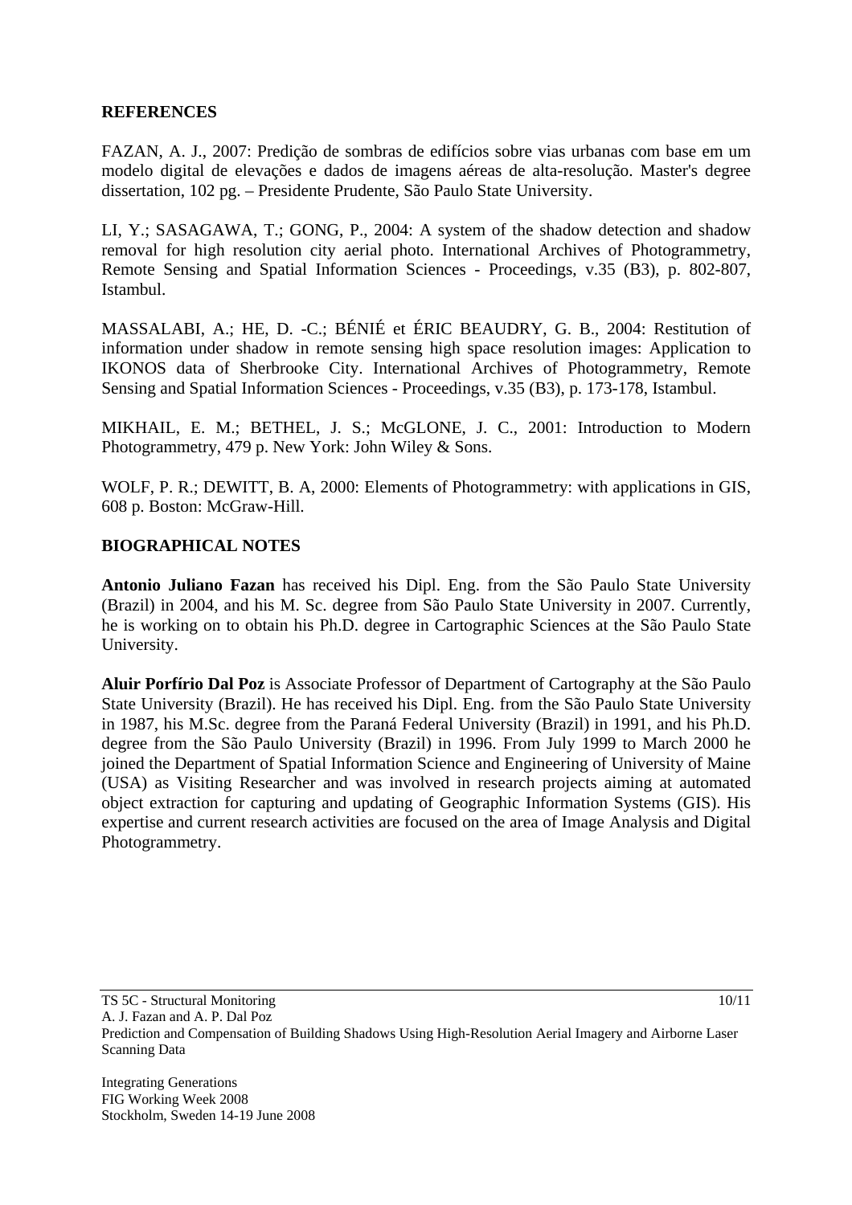## REFERENCES

FAZAN, A. J., 2007: Predição de sombras de edifícios sobre vias urbanas com base em um modelo digital de elevações e dados de imagens aéreas de alta-resolução. Master's degree dissertation, 102 pg. – Presidente Prudente, São Paulo State University.

LI, Y.; SASAGAWA, T.; GONG, P., 2004: A system of the shadow detection and shadow removal for high resolution city aerial photo. International Archives of Photogrammetry, Remote Sensing and Spatial Information Sciences - Proceedings, v.35 (B3), p. 802-807, Istambul.

MASSALABI, A.; HE, D. -C.; BÉNIÉ et ÉRIC BEAUDRY, G. B., 2004: Restitution of information under shadow in remote sensing high space resolution images: Application to IKONOS data of Sherbrooke City. International Archives of Photogrammetry, Remote Sensing and Spatial Information Sciences - Proceedings, v.35 (B3), p. 173-178, Istambul.

MIKHAIL, E. M.; BETHEL, J. S.; McGLONE, J. C., 2001: Introduction to Modern Photogrammetry, 479 p. New York: John Wiley & Sons.

WOLF, P. R.; DEWITT, B. A, 2000: Elements of Photogrammetry: with applications in GIS, 608 p. Boston: McGraw-Hill.

## BIOGRAPHICAL NOTES

**Antonio Juliano Fazan** has received his Dipl. Eng. from the São Paulo State University (Brazil) in 2004, and his M. Sc. degree from São Paulo State University in 2007. Currently, he is working on to obtain his Ph.D. degree in Cartographic Sciences at the São Paulo State University.

**Aluir Porfírio Dal Poz** is Associate Professor of Department of Cartography at the São Paulo State University (Brazil). He has received his Dipl. Eng. from the São Paulo State University in 1987, his M.Sc. degree from the Paraná Federal University (Brazil) in 1991, and his Ph.D. degree from the São Paulo University (Brazil) in 1996. From July 1999 to March 2000 he joined the Department of Spatial Information Science and Engineering of University of Maine (USA) as Visiting Researcher and was involved in research projects aiming at automated object extraction for capturing and updating of Geographic Information Systems (GIS). His expertise and current research activities are focused on the area of Image Analysis and Digital Photogrammetry.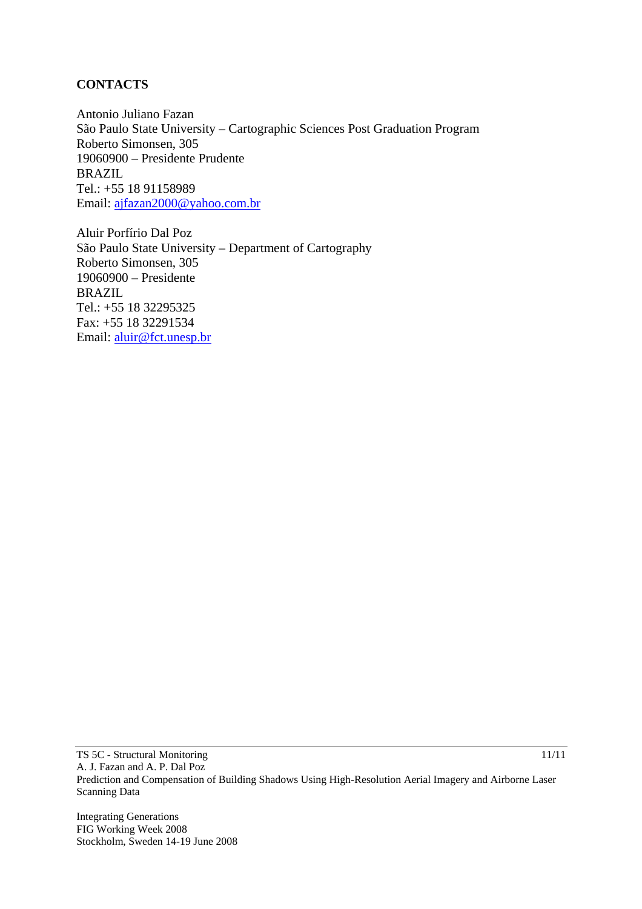**CONTACTS**

Antonio Juliano Fazan
São Paulo State University – Cartographic Sciences Post Graduation Program
Roberto Simonsen, 305
19060900 – Presidente Prudente
BRAZIL
Tel.: +55 18 91158989
Email: ajfazan2000@yahoo.com.br

Aluir Porfírio Dal Poz
São Paulo State University – Department of Cartography
Roberto Simonsen, 305
19060900 – Presidente
BRAZIL
Tel.: +55 18 32295325
Fax: +55 18 32291534
Email: aluir@fct.unesp.br